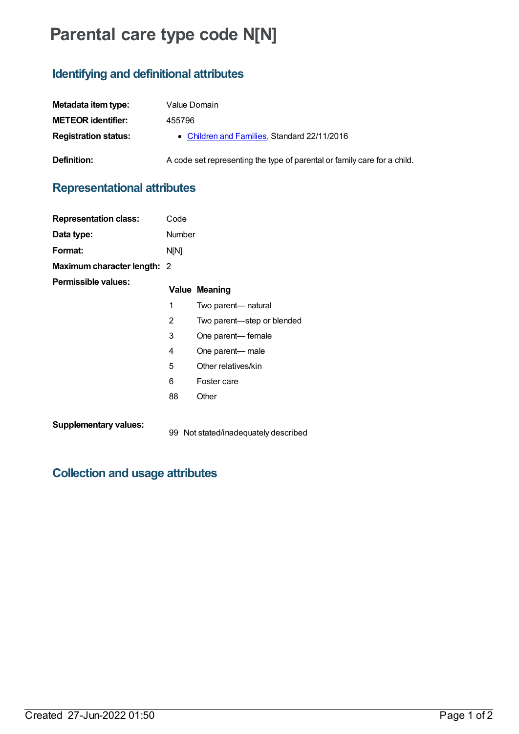# Parental care type code N[N]

## Identifying and definitional attributes

| | |
|---|---|
| **Metadata item type:** | Value Domain |
| **METEOR identifier:** | 455796 |
| **Registration status:** | • Children and Families, Standard 22/11/2016 |
| **Definition:** | A code set representing the type of parental or family care for a child. |

## Representational attributes

| | |
|---|---|
| **Representation class:** | Code |
| **Data type:** | Number |
| **Format:** | N[N] |
| **Maximum character length:** | 2 |

**Permissible values:**

| Value | Meaning |
|---|---|
| 1 | Two parent— natural |
| 2 | Two parent—step or blended |
| 3 | One parent— female |
| 4 | One parent— male |
| 5 | Other relatives/kin |
| 6 | Foster care |
| 88 | Other |

**Supplementary values:**

| Value | Meaning |
|---|---|
| 99 | Not stated/inadequately described |

## Collection and usage attributes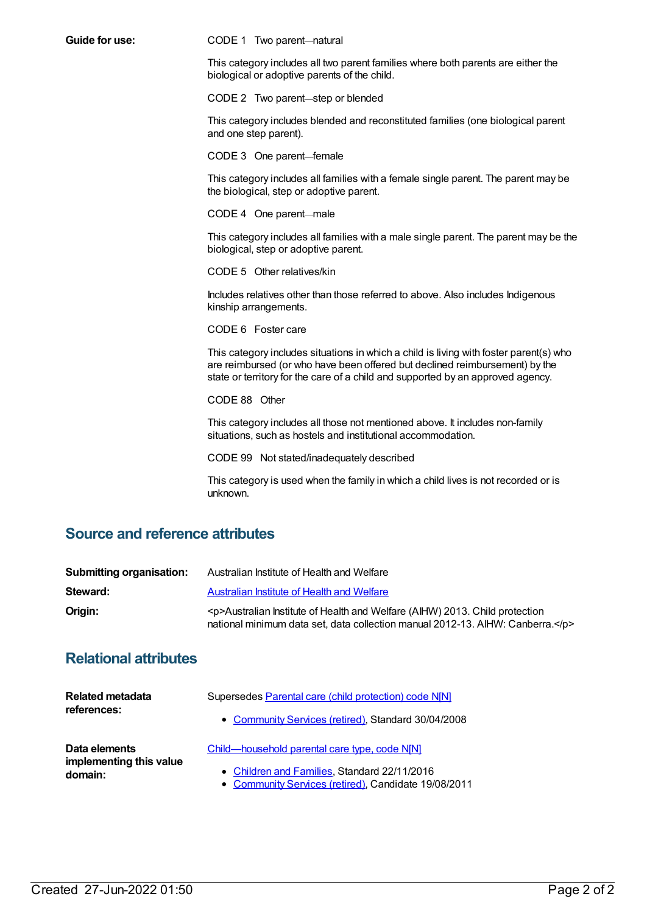**Guide for use:**

CODE 1 Two parent—natural

This category includes all two parent families where both parents are either the biological or adoptive parents of the child.

CODE 2 Two parent—step or blended

This category includes blended and reconstituted families (one biological parent and one step parent).

CODE 3 One parent—female

This category includes all families with a female single parent. The parent may be the biological, step or adoptive parent.

CODE 4 One parent—male

This category includes all families with a male single parent. The parent may be the biological, step or adoptive parent.

CODE 5 Other relatives/kin

Includes relatives other than those referred to above. Also includes Indigenous kinship arrangements.

CODE 6 Foster care

This category includes situations in which a child is living with foster parent(s) who are reimbursed (or who have been offered but declined reimbursement) by the state or territory for the care of a child and supported by an approved agency.

CODE 88 Other

This category includes all those not mentioned above. It includes non-family situations, such as hostels and institutional accommodation.

CODE 99 Not stated/inadequately described

This category is used when the family in which a child lives is not recorded or is unknown.

## Source and reference attributes

**Submitting organisation:** Australian Institute of Health and Welfare

**Steward:** Australian Institute of Health and Welfare

**Origin:** <p>Australian Institute of Health and Welfare (AIHW) 2013. Child protection national minimum data set, data collection manual 2012-13. AIHW: Canberra.</p>

## Relational attributes

**Related metadata references:**

Supersedes Parental care (child protection) code N[N]

- Community Services (retired), Standard 30/04/2008

**Data elements implementing this value domain:**

Child—household parental care type, code N[N]

- Children and Families, Standard 22/11/2016
- Community Services (retired), Candidate 19/08/2011